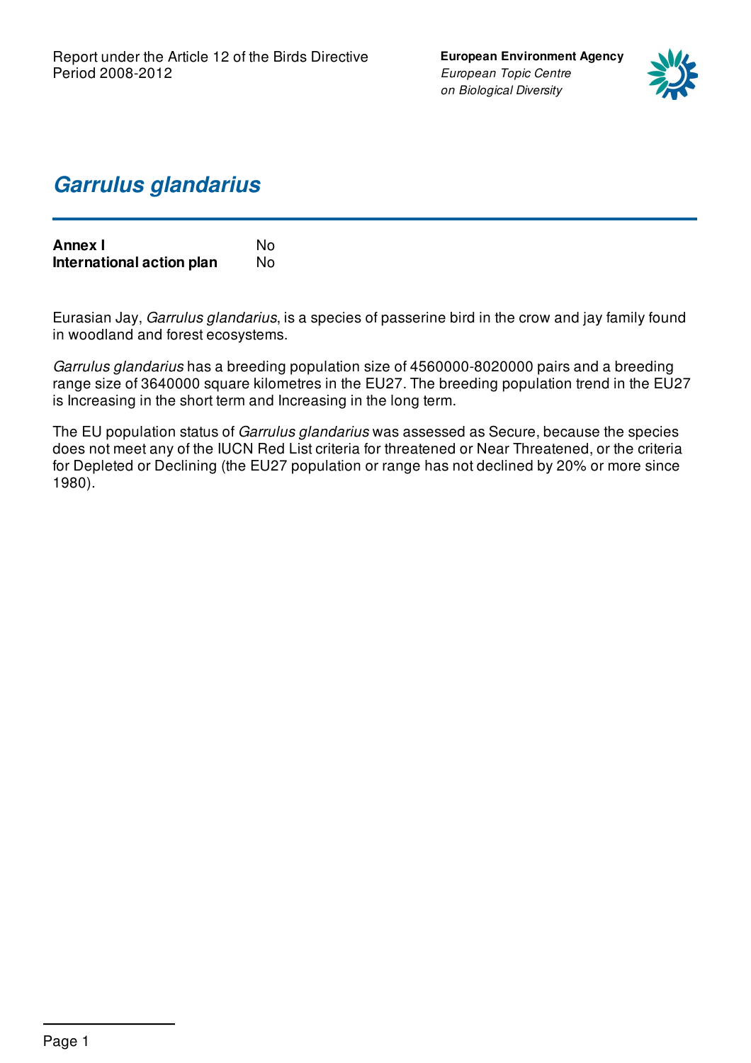Report under the Article 12 of the Birds Directive
Period 2008-2012

**European Environment Agency**
*European Topic Centre on Biological Diversity*

# *Garrulus glandarius*

| | |
|---|---|
| **Annex I** | No |
| **International action plan** | No |

Eurasian Jay, *Garrulus glandarius*, is a species of passerine bird in the crow and jay family found in woodland and forest ecosystems.

*Garrulus glandarius* has a breeding population size of 4560000-8020000 pairs and a breeding range size of 3640000 square kilometres in the EU27. The breeding population trend in the EU27 is Increasing in the short term and Increasing in the long term.

The EU population status of *Garrulus glandarius* was assessed as Secure, because the species does not meet any of the IUCN Red List criteria for threatened or Near Threatened, or the criteria for Depleted or Declining (the EU27 population or range has not declined by 20% or more since 1980).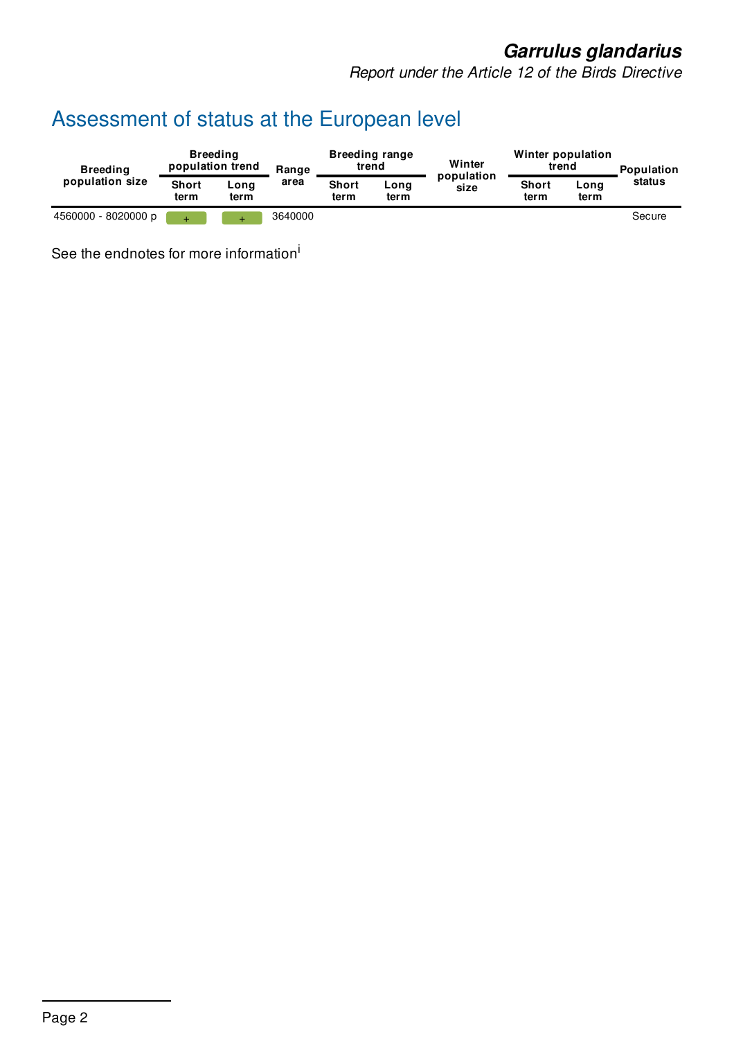## Assessment of status at the European level

| Breeding population size | Breeding population trend | | Range area | Breeding range trend | | Winter population size | Winter population trend | | Population status |
|---|---|---|---|---|---|---|---|---|---|
| | Short term | Long term | | Short term | Long term | | Short term | Long term | |
| 4560000 - 8020000 p | + | + | 3640000 | | | | | | Secure |

See the endnotes for more information[i]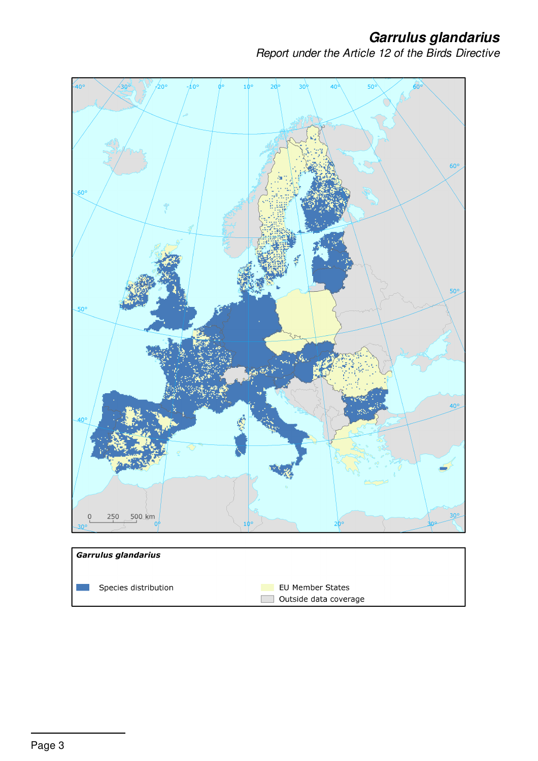# *Garrulus glandarius*

*Report under the Article 12 of the Birds Directive*

-40° -30° -20° -10° 0° 10° 20° 30° 40° 50° 60°

60° 50° 40° 30°

0 250 500 km

***Garrulus glandarius***

Species distribution

EU Member States

Outside data coverage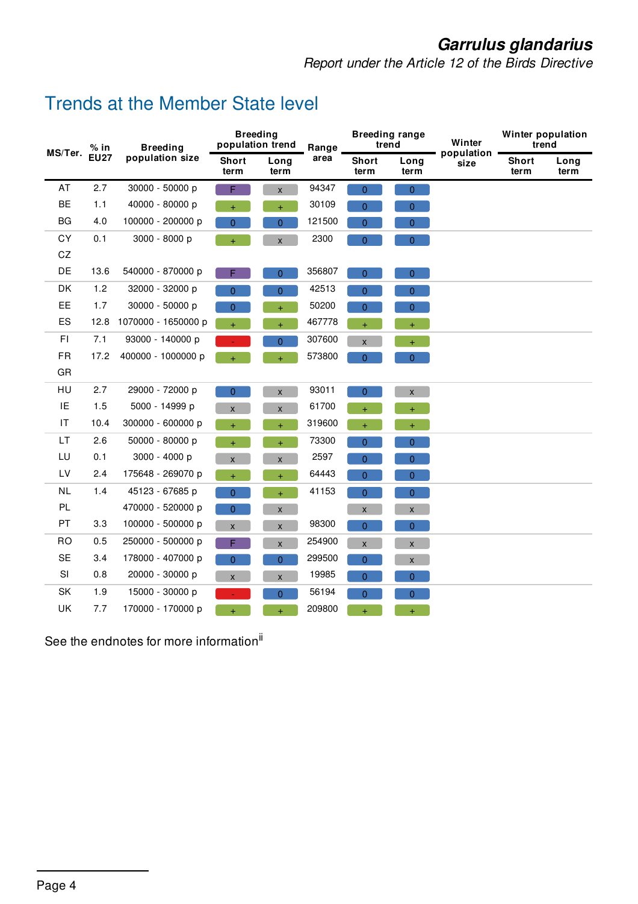## Trends at the Member State level

| MS/Ter. | % in EU27 | Breeding population size | Breeding population trend | | Range area | Breeding range trend | | Winter population size | Winter population trend | |
|---|---|---|---|---|---|---|---|---|---|---|
| | | | Short term | Long term | | Short term | Long term | | Short term | Long term |
| AT | 2.7 | 30000 - 50000 p | F | x | 94347 | 0 | 0 | | | |
| BE | 1.1 | 40000 - 80000 p | + | + | 30109 | 0 | 0 | | | |
| BG | 4.0 | 100000 - 200000 p | 0 | 0 | 121500 | 0 | 0 | | | |
| CY | 0.1 | 3000 - 8000 p | + | x | 2300 | 0 | 0 | | | |
| CZ | | | | | | | | | | |
| DE | 13.6 | 540000 - 870000 p | F | 0 | 356807 | 0 | 0 | | | |
| DK | 1.2 | 32000 - 32000 p | 0 | 0 | 42513 | 0 | 0 | | | |
| EE | 1.7 | 30000 - 50000 p | 0 | + | 50200 | 0 | 0 | | | |
| ES | 12.8 | 1070000 - 1650000 p | + | + | 467778 | + | + | | | |
| FI | 7.1 | 93000 - 140000 p | - | 0 | 307600 | x | + | | | |
| FR | 17.2 | 400000 - 1000000 p | + | + | 573800 | 0 | 0 | | | |
| GR | | | | | | | | | | |
| HU | 2.7 | 29000 - 72000 p | 0 | x | 93011 | 0 | x | | | |
| IE | 1.5 | 5000 - 14999 p | x | x | 61700 | + | + | | | |
| IT | 10.4 | 300000 - 600000 p | + | + | 319600 | + | + | | | |
| LT | 2.6 | 50000 - 80000 p | + | + | 73300 | 0 | 0 | | | |
| LU | 0.1 | 3000 - 4000 p | x | x | 2597 | 0 | 0 | | | |
| LV | 2.4 | 175648 - 269070 p | + | + | 64443 | 0 | 0 | | | |
| NL | 1.4 | 45123 - 67685 p | 0 | + | 41153 | 0 | 0 | | | |
| PL | | 470000 - 520000 p | 0 | x | | x | x | | | |
| PT | 3.3 | 100000 - 500000 p | x | x | 98300 | 0 | 0 | | | |
| RO | 0.5 | 250000 - 500000 p | F | x | 254900 | x | x | | | |
| SE | 3.4 | 178000 - 407000 p | 0 | 0 | 299500 | 0 | x | | | |
| SI | 0.8 | 20000 - 30000 p | x | x | 19985 | 0 | 0 | | | |
| SK | 1.9 | 15000 - 30000 p | - | 0 | 56194 | 0 | 0 | | | |
| UK | 7.7 | 170000 - 170000 p | + | + | 209800 | + | + | | | |

See the endnotes for more information[ii]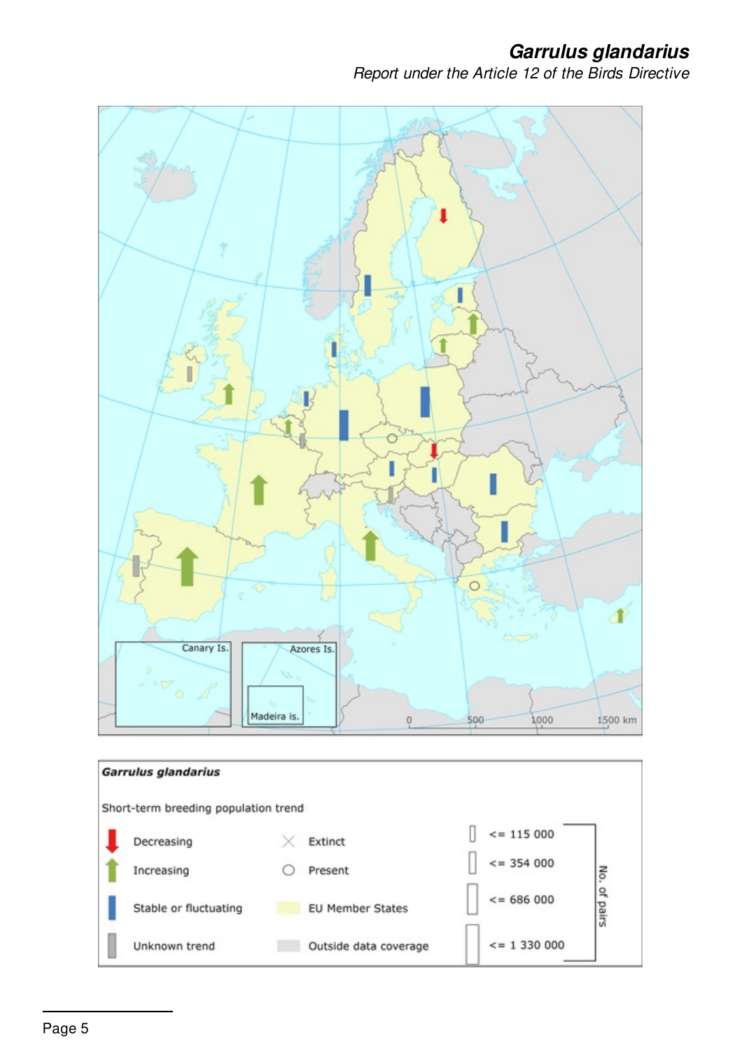Canary Is.

Azores Is.

Madeira is.

0 500 1000 1500 km

***Garrulus glandarius***

Short-term breeding population trend

Decreasing

Increasing

Stable or fluctuating

Unknown trend

Extinct

Present

EU Member States

Outside data coverage

<= 115 000

<= 354 000

<= 686 000

<= 1 330 000

No. of pairs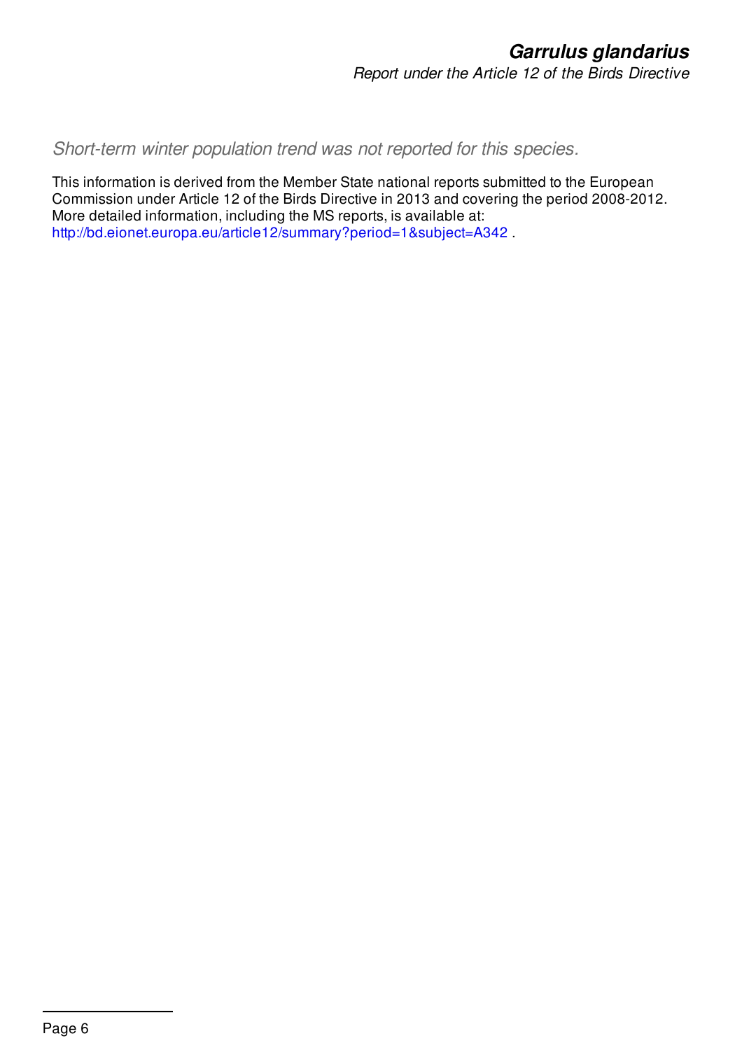*Short-term winter population trend was not reported for this species.*

This information is derived from the Member State national reports submitted to the European Commission under Article 12 of the Birds Directive in 2013 and covering the period 2008-2012. More detailed information, including the MS reports, is available at: http://bd.eionet.europa.eu/article12/summary?period=1&subject=A342 .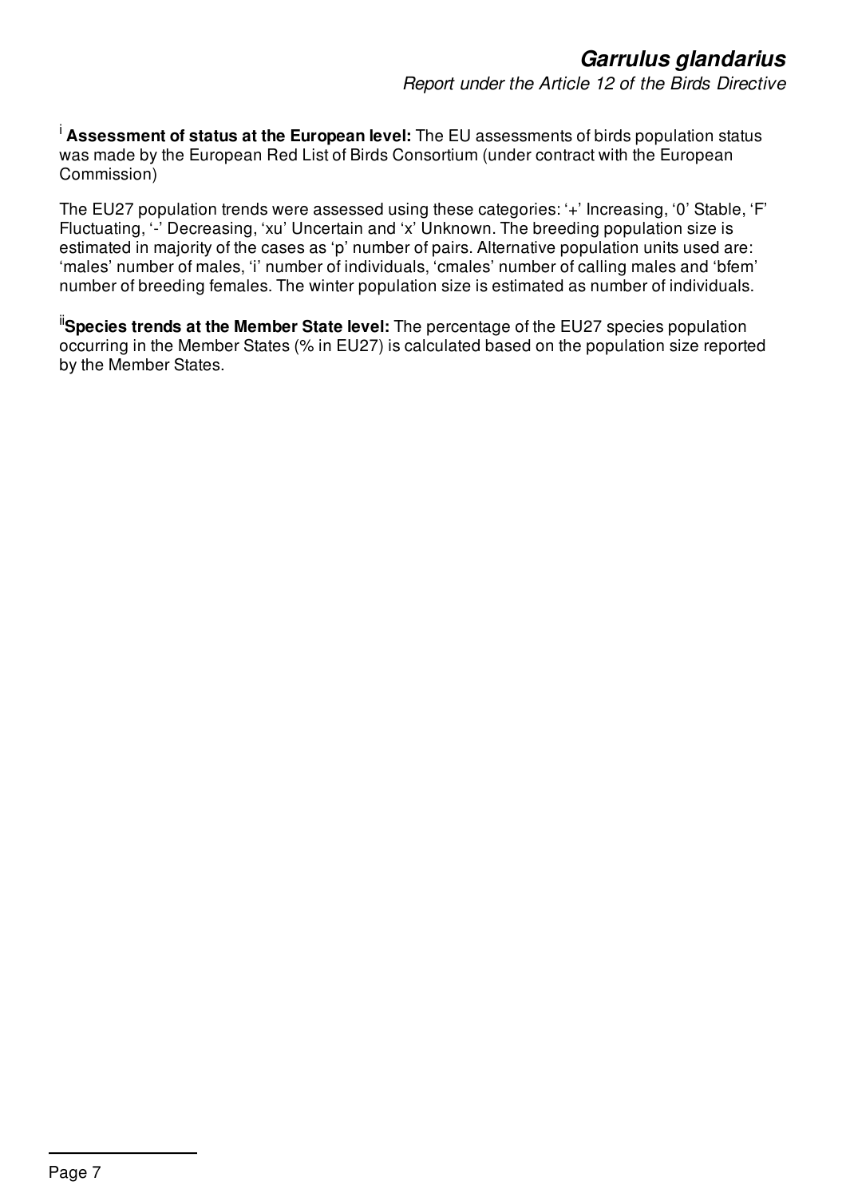[i] **Assessment of status at the European level:** The EU assessments of birds population status was made by the European Red List of Birds Consortium (under contract with the European Commission)

The EU27 population trends were assessed using these categories: '+' Increasing, '0' Stable, 'F' Fluctuating, '-' Decreasing, 'xu' Uncertain and 'x' Unknown. The breeding population size is estimated in majority of the cases as 'p' number of pairs. Alternative population units used are: 'males' number of males, 'i' number of individuals, 'cmales' number of calling males and 'bfem' number of breeding females. The winter population size is estimated as number of individuals.

[ii] **Species trends at the Member State level:** The percentage of the EU27 species population occurring in the Member States (% in EU27) is calculated based on the population size reported by the Member States.